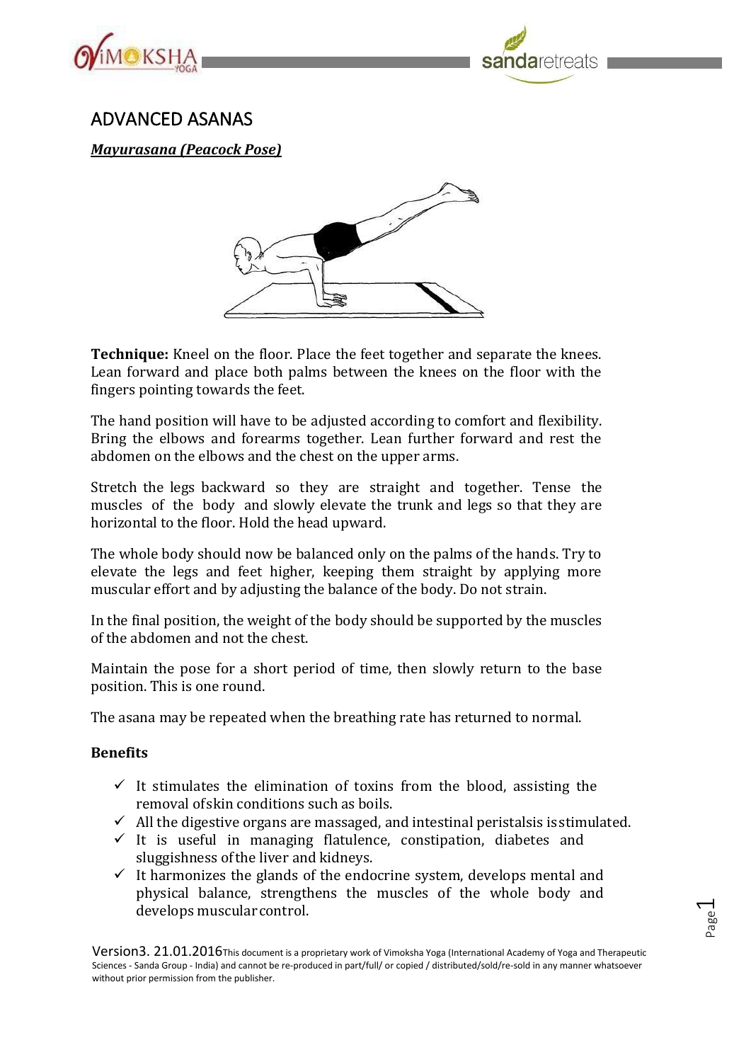# ADVANCED ASANAS

***Mayurasana (Peacock Pose)***

**Technique:** Kneel on the floor. Place the feet together and separate the knees. Lean forward and place both palms between the knees on the floor with the fingers pointing towards the feet.

The hand position will have to be adjusted according to comfort and flexibility. Bring the elbows and forearms together. Lean further forward and rest the abdomen on the elbows and the chest on the upper arms.

Stretch the legs backward so they are straight and together. Tense the muscles of the body and slowly elevate the trunk and legs so that they are horizontal to the floor. Hold the head upward.

The whole body should now be balanced only on the palms of the hands. Try to elevate the legs and feet higher, keeping them straight by applying more muscular effort and by adjusting the balance of the body. Do not strain.

In the final position, the weight of the body should be supported by the muscles of the abdomen and not the chest.

Maintain the pose for a short period of time, then slowly return to the base position. This is one round.

The asana may be repeated when the breathing rate has returned to normal.

**Benefits**

- ✓ It stimulates the elimination of toxins from the blood, assisting the removal of skin conditions such as boils.
- ✓ All the digestive organs are massaged, and intestinal peristalsis is stimulated.
- ✓ It is useful in managing flatulence, constipation, diabetes and sluggishness of the liver and kidneys.
- ✓ It harmonizes the glands of the endocrine system, develops mental and physical balance, strengthens the muscles of the whole body and develops muscular control.

Version3. 21.01.2016 This document is a proprietary work of Vimoksha Yoga (International Academy of Yoga and Therapeutic Sciences - Sanda Group - India) and cannot be re-produced in part/full/ or copied / distributed/sold/re-sold in any manner whatsoever without prior permission from the publisher.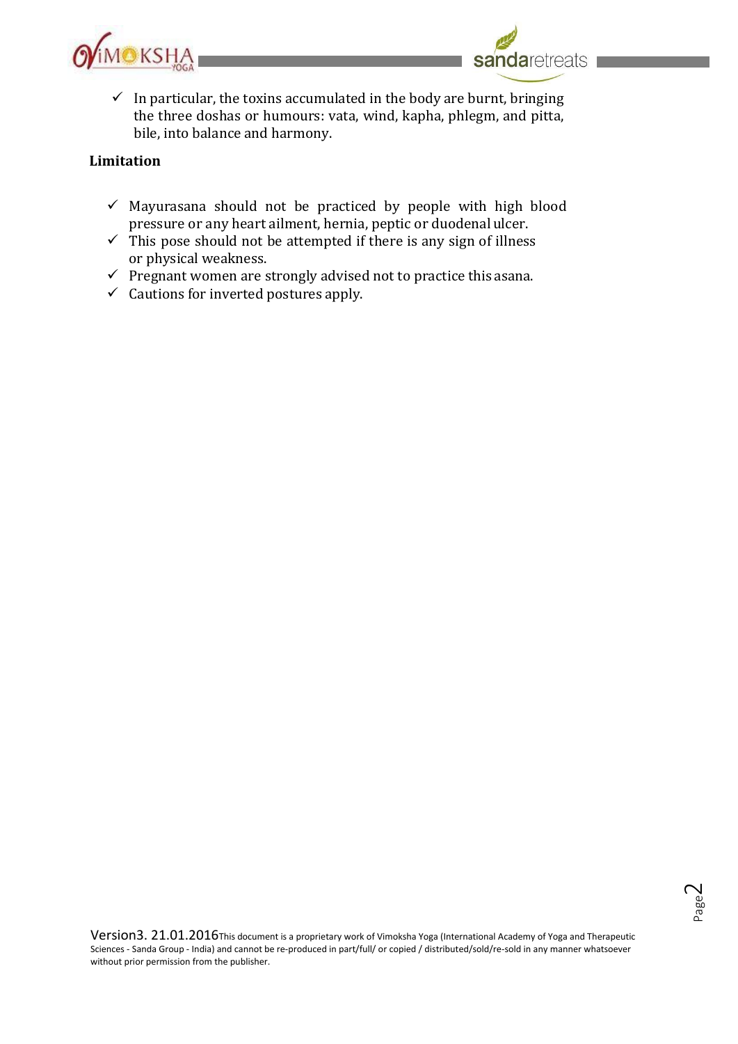- ✓ In particular, the toxins accumulated in the body are burnt, bringing the three doshas or humours: vata, wind, kapha, phlegm, and pitta, bile, into balance and harmony.

**Limitation**

- ✓ Mayurasana should not be practiced by people with high blood pressure or any heart ailment, hernia, peptic or duodenal ulcer.
- ✓ This pose should not be attempted if there is any sign of illness or physical weakness.
- ✓ Pregnant women are strongly advised not to practice this asana.
- ✓ Cautions for inverted postures apply.